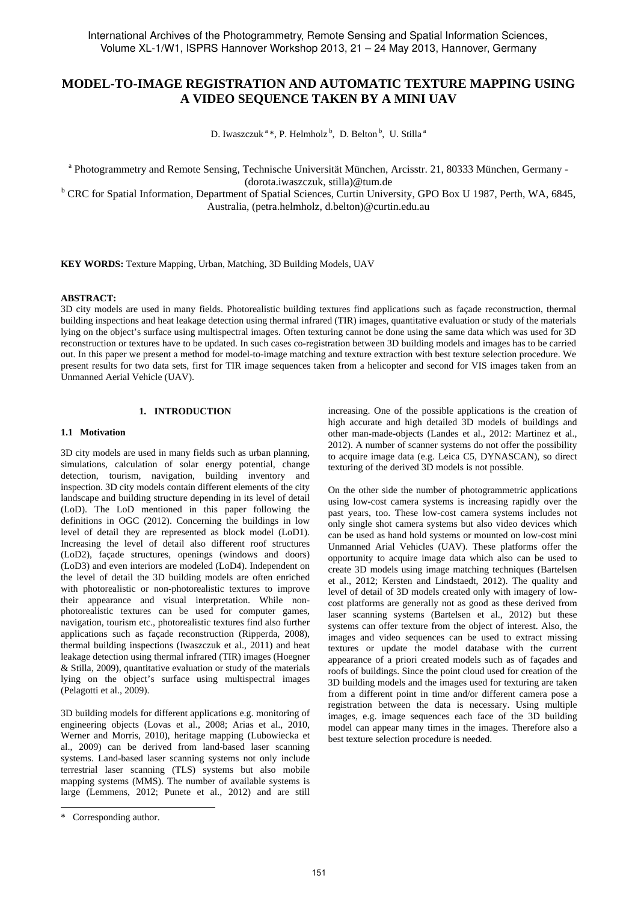# MODEL-TO-IMAGE REGISTRATION AND AUTOMATIC TEXTURE MAPPING USING A VIDEO SEQUENCE TAKEN BY A MINI UAV

D. Iwaszczuk [a] *, P. Helmholz [b], D. Belton [b], U. Stilla [a]

[a] Photogrammetry and Remote Sensing, Technische Universität München, Arcisstr. 21, 80333 München, Germany - (dorota.iwaszczuk, stilla)@tum.de

[b] CRC for Spatial Information, Department of Spatial Sciences, Curtin University, GPO Box U 1987, Perth, WA, 6845, Australia, (petra.helmholz, d.belton)@curtin.edu.au

**KEY WORDS:** Texture Mapping, Urban, Matching, 3D Building Models, UAV

**ABSTRACT:**

3D city models are used in many fields. Photorealistic building textures find applications such as façade reconstruction, thermal building inspections and heat leakage detection using thermal infrared (TIR) images, quantitative evaluation or study of the materials lying on the object's surface using multispectral images. Often texturing cannot be done using the same data which was used for 3D reconstruction or textures have to be updated. In such cases co-registration between 3D building models and images has to be carried out. In this paper we present a method for model-to-image matching and texture extraction with best texture selection procedure. We present results for two data sets, first for TIR image sequences taken from a helicopter and second for VIS images taken from an Unmanned Aerial Vehicle (UAV).

## 1. INTRODUCTION

### 1.1 Motivation

3D city models are used in many fields such as urban planning, simulations, calculation of solar energy potential, change detection, tourism, navigation, building inventory and inspection. 3D city models contain different elements of the city landscape and building structure depending in its level of detail (LoD). The LoD mentioned in this paper following the definitions in OGC (2012). Concerning the buildings in low level of detail they are represented as block model (LoD1). Increasing the level of detail also different roof structures (LoD2), façade structures, openings (windows and doors) (LoD3) and even interiors are modeled (LoD4). Independent on the level of detail the 3D building models are often enriched with photorealistic or non-photorealistic textures to improve their appearance and visual interpretation. While non-photorealistic textures can be used for computer games, navigation, tourism etc., photorealistic textures find also further applications such as façade reconstruction (Ripperda, 2008), thermal building inspections (Iwaszczuk et al., 2011) and heat leakage detection using thermal infrared (TIR) images (Hoegner & Stilla, 2009), quantitative evaluation or study of the materials lying on the object's surface using multispectral images (Pelagotti et al., 2009).

3D building models for different applications e.g. monitoring of engineering objects (Lovas et al., 2008; Arias et al., 2010, Werner and Morris, 2010), heritage mapping (Lubowiecka et al., 2009) can be derived from land-based laser scanning systems. Land-based laser scanning systems not only include terrestrial laser scanning (TLS) systems but also mobile mapping systems (MMS). The number of available systems is large (Lemmens, 2012; Punete et al., 2012) and are still increasing. One of the possible applications is the creation of high accurate and high detailed 3D models of buildings and other man-made-objects (Landes et al., 2012: Martinez et al., 2012). A number of scanner systems do not offer the possibility to acquire image data (e.g. Leica C5, DYNASCAN), so direct texturing of the derived 3D models is not possible.

On the other side the number of photogrammetric applications using low-cost camera systems is increasing rapidly over the past years, too. These low-cost camera systems includes not only single shot camera systems but also video devices which can be used as hand hold systems or mounted on low-cost mini Unmanned Arial Vehicles (UAV). These platforms offer the opportunity to acquire image data which also can be used to create 3D models using image matching techniques (Bartelsen et al., 2012; Kersten and Lindstaedt, 2012). The quality and level of detail of 3D models created only with imagery of low-cost platforms are generally not as good as these derived from laser scanning systems (Bartelsen et al., 2012) but these systems can offer texture from the object of interest. Also, the images and video sequences can be used to extract missing textures or update the model database with the current appearance of a priori created models such as of façades and roofs of buildings. Since the point cloud used for creation of the 3D building models and the images used for texturing are taken from a different point in time and/or different camera pose a registration between the data is necessary. Using multiple images, e.g. image sequences each face of the 3D building model can appear many times in the images. Therefore also a best texture selection procedure is needed.

\* Corresponding author.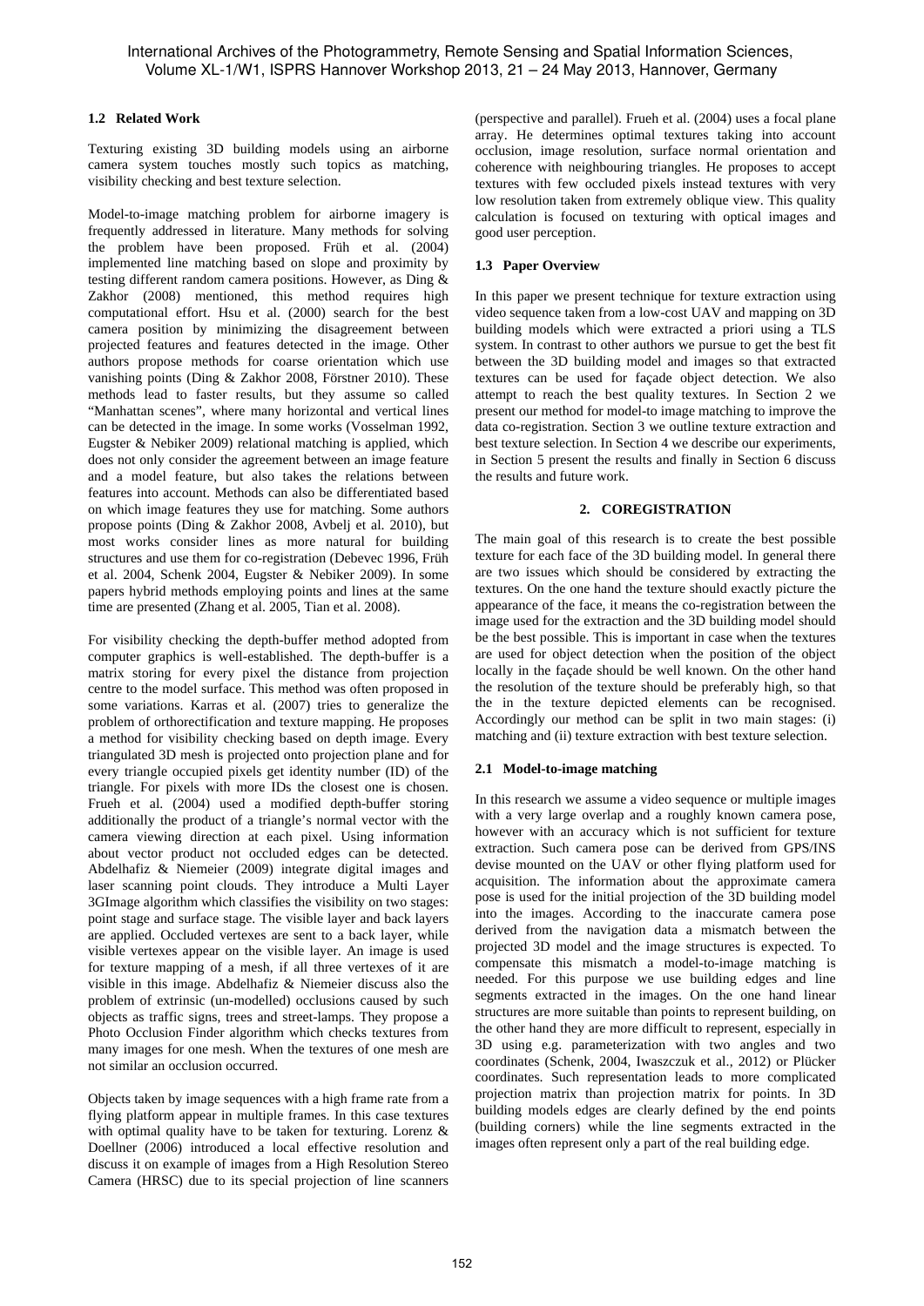### 1.2 Related Work

Texturing existing 3D building models using an airborne camera system touches mostly such topics as matching, visibility checking and best texture selection.

Model-to-image matching problem for airborne imagery is frequently addressed in literature. Many methods for solving the problem have been proposed. Früh et al. (2004) implemented line matching based on slope and proximity by testing different random camera positions. However, as Ding & Zakhor (2008) mentioned, this method requires high computational effort. Hsu et al. (2000) search for the best camera position by minimizing the disagreement between projected features and features detected in the image. Other authors propose methods for coarse orientation which use vanishing points (Ding & Zakhor 2008, Förstner 2010). These methods lead to faster results, but they assume so called "Manhattan scenes", where many horizontal and vertical lines can be detected in the image. In some works (Vosselman 1992, Eugster & Nebiker 2009) relational matching is applied, which does not only consider the agreement between an image feature and a model feature, but also takes the relations between features into account. Methods can also be differentiated based on which image features they use for matching. Some authors propose points (Ding & Zakhor 2008, Avbelj et al. 2010), but most works consider lines as more natural for building structures and use them for co-registration (Debevec 1996, Früh et al. 2004, Schenk 2004, Eugster & Nebiker 2009). In some papers hybrid methods employing points and lines at the same time are presented (Zhang et al. 2005, Tian et al. 2008).

For visibility checking the depth-buffer method adopted from computer graphics is well-established. The depth-buffer is a matrix storing for every pixel the distance from projection centre to the model surface. This method was often proposed in some variations. Karras et al. (2007) tries to generalize the problem of orthorectification and texture mapping. He proposes a method for visibility checking based on depth image. Every triangulated 3D mesh is projected onto projection plane and for every triangle occupied pixels get identity number (ID) of the triangle. For pixels with more IDs the closest one is chosen. Frueh et al. (2004) used a modified depth-buffer storing additionally the product of a triangle's normal vector with the camera viewing direction at each pixel. Using information about vector product not occluded edges can be detected. Abdelhafiz & Niemeier (2009) integrate digital images and laser scanning point clouds. They introduce a Multi Layer 3GImage algorithm which classifies the visibility on two stages: point stage and surface stage. The visible layer and back layers are applied. Occluded vertexes are sent to a back layer, while visible vertexes appear on the visible layer. An image is used for texture mapping of a mesh, if all three vertexes of it are visible in this image. Abdelhafiz & Niemeier discuss also the problem of extrinsic (un-modelled) occlusions caused by such objects as traffic signs, trees and street-lamps. They propose a Photo Occlusion Finder algorithm which checks textures from many images for one mesh. When the textures of one mesh are not similar an occlusion occurred.

Objects taken by image sequences with a high frame rate from a flying platform appear in multiple frames. In this case textures with optimal quality have to be taken for texturing. Lorenz & Doellner (2006) introduced a local effective resolution and discuss it on example of images from a High Resolution Stereo Camera (HRSC) due to its special projection of line scanners (perspective and parallel). Frueh et al. (2004) uses a focal plane array. He determines optimal textures taking into account occlusion, image resolution, surface normal orientation and coherence with neighbouring triangles. He proposes to accept textures with few occluded pixels instead textures with very low resolution taken from extremely oblique view. This quality calculation is focused on texturing with optical images and good user perception.

### 1.3 Paper Overview

In this paper we present technique for texture extraction using video sequence taken from a low-cost UAV and mapping on 3D building models which were extracted a priori using a TLS system. In contrast to other authors we pursue to get the best fit between the 3D building model and images so that extracted textures can be used for façade object detection. We also attempt to reach the best quality textures. In Section 2 we present our method for model-to image matching to improve the data co-registration. Section 3 we outline texture extraction and best texture selection. In Section 4 we describe our experiments, in Section 5 present the results and finally in Section 6 discuss the results and future work.

## 2. COREGISTRATION

The main goal of this research is to create the best possible texture for each face of the 3D building model. In general there are two issues which should be considered by extracting the textures. On the one hand the texture should exactly picture the appearance of the face, it means the co-registration between the image used for the extraction and the 3D building model should be the best possible. This is important in case when the textures are used for object detection when the position of the object locally in the façade should be well known. On the other hand the resolution of the texture should be preferably high, so that the in the texture depicted elements can be recognised. Accordingly our method can be split in two main stages: (i) matching and (ii) texture extraction with best texture selection.

### 2.1 Model-to-image matching

In this research we assume a video sequence or multiple images with a very large overlap and a roughly known camera pose, however with an accuracy which is not sufficient for texture extraction. Such camera pose can be derived from GPS/INS devise mounted on the UAV or other flying platform used for acquisition. The information about the approximate camera pose is used for the initial projection of the 3D building model into the images. According to the inaccurate camera pose derived from the navigation data a mismatch between the projected 3D model and the image structures is expected. To compensate this mismatch a model-to-image matching is needed. For this purpose we use building edges and line segments extracted in the images. On the one hand linear structures are more suitable than points to represent building, on the other hand they are more difficult to represent, especially in 3D using e.g. parameterization with two angles and two coordinates (Schenk, 2004, Iwaszczuk et al., 2012) or Plücker coordinates. Such representation leads to more complicated projection matrix than projection matrix for points. In 3D building models edges are clearly defined by the end points (building corners) while the line segments extracted in the images often represent only a part of the real building edge.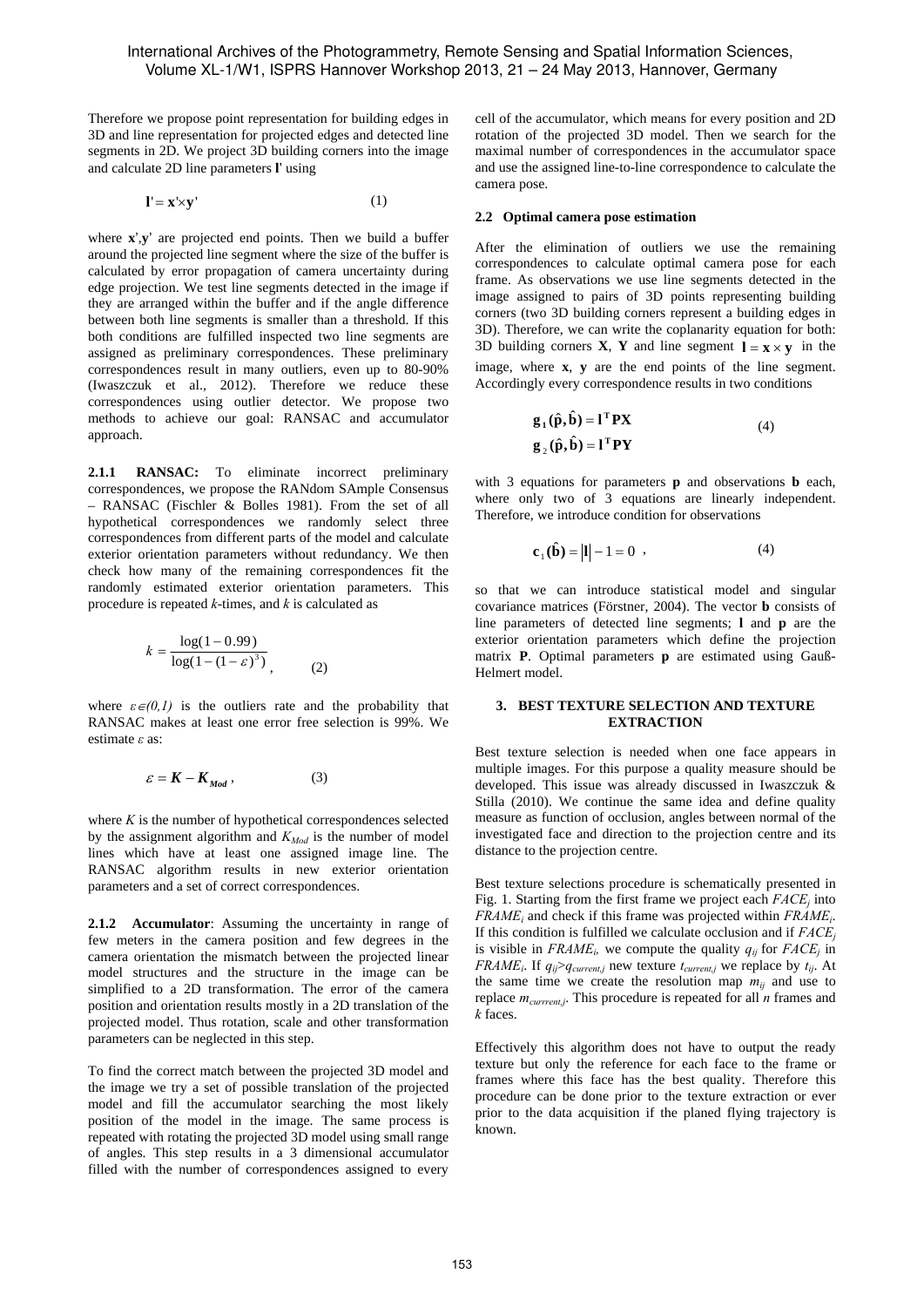Therefore we propose point representation for building edges in 3D and line representation for projected edges and detected line segments in 2D. We project 3D building corners into the image and calculate 2D line parameters $\mathbf{l}'$ using

$$\mathbf{l}' = \mathbf{x}' \times \mathbf{y}' \tag{1}$$

where $\mathbf{x}'$,$\mathbf{y}'$ are projected end points. Then we build a buffer around the projected line segment where the size of the buffer is calculated by error propagation of camera uncertainty during edge projection. We test line segments detected in the image if they are arranged within the buffer and if the angle difference between both line segments is smaller than a threshold. If this both conditions are fulfilled inspected two line segments are assigned as preliminary correspondences. These preliminary correspondences result in many outliers, even up to 80-90% (Iwaszczuk et al., 2012). Therefore we reduce these correspondences using outlier detector. We propose two methods to achieve our goal: RANSAC and accumulator approach.

**2.1.1 RANSAC:** To eliminate incorrect preliminary correspondences, we propose the RANdom SAmple Consensus – RANSAC (Fischler & Bolles 1981). From the set of all hypothetical correspondences we randomly select three correspondences from different parts of the model and calculate exterior orientation parameters without redundancy. We then check how many of the remaining correspondences fit the randomly estimated exterior orientation parameters. This procedure is repeated *k*-times, and *k* is calculated as

$$k = \frac{\log(1-0.99)}{\log(1-(1-\varepsilon)^3)}, \tag{2}$$

where $\varepsilon \in (0,1)$ is the outliers rate and the probability that RANSAC makes at least one error free selection is 99%. We estimate $\varepsilon$ as:

$$\varepsilon = \boldsymbol{K} - \boldsymbol{K}_{\boldsymbol{Mod}}, \tag{3}$$

where $K$ is the number of hypothetical correspondences selected by the assignment algorithm and $K_{Mod}$ is the number of model lines which have at least one assigned image line. The RANSAC algorithm results in new exterior orientation parameters and a set of correct correspondences.

**2.1.2 Accumulator**: Assuming the uncertainty in range of few meters in the camera position and few degrees in the camera orientation the mismatch between the projected linear model structures and the structure in the image can be simplified to a 2D transformation. The error of the camera position and orientation results mostly in a 2D translation of the projected model. Thus rotation, scale and other transformation parameters can be neglected in this step.

To find the correct match between the projected 3D model and the image we try a set of possible translation of the projected model and fill the accumulator searching the most likely position of the model in the image. The same process is repeated with rotating the projected 3D model using small range of angles. This step results in a 3 dimensional accumulator filled with the number of correspondences assigned to every cell of the accumulator, which means for every position and 2D rotation of the projected 3D model. Then we search for the maximal number of correspondences in the accumulator space and use the assigned line-to-line correspondence to calculate the camera pose.

### 2.2 Optimal camera pose estimation

After the elimination of outliers we use the remaining correspondences to calculate optimal camera pose for each frame. As observations we use line segments detected in the image assigned to pairs of 3D points representing building corners (two 3D building corners represent a building edges in 3D). Therefore, we can write the coplanarity equation for both: 3D building corners $\mathbf{X}$, $\mathbf{Y}$ and line segment $\mathbf{l} = \mathbf{x} \times \mathbf{y}$ in the image, where $\mathbf{x}$, $\mathbf{y}$ are the end points of the line segment. Accordingly every correspondence results in two conditions

$$\begin{aligned} \mathbf{g}_1(\hat{\mathbf{p}}, \hat{\mathbf{b}}) &= \mathbf{l}^{\mathbf{T}}\mathbf{P}\mathbf{X} \\ \mathbf{g}_2(\hat{\mathbf{p}}, \hat{\mathbf{b}}) &= \mathbf{l}^{\mathbf{T}}\mathbf{P}\mathbf{Y} \end{aligned} \tag{4}$$

with 3 equations for parameters $\mathbf{p}$ and observations $\mathbf{b}$ each, where only two of 3 equations are linearly independent. Therefore, we introduce condition for observations

$$\mathbf{c}_1(\hat{\mathbf{b}}) = |\mathbf{l}| - 1 = 0 \ , \tag{4}$$

so that we can introduce statistical model and singular covariance matrices (Förstner, 2004). The vector $\mathbf{b}$ consists of line parameters of detected line segments; $\mathbf{l}$ and $\mathbf{p}$ are the exterior orientation parameters which define the projection matrix $\mathbf{P}$. Optimal parameters $\mathbf{p}$ are estimated using Gauß-Helmert model.

## 3. BEST TEXTURE SELECTION AND TEXTURE EXTRACTION

Best texture selection is needed when one face appears in multiple images. For this purpose a quality measure should be developed. This issue was already discussed in Iwaszczuk & Stilla (2010). We continue the same idea and define quality measure as function of occlusion, angles between normal of the investigated face and direction to the projection centre and its distance to the projection centre.

Best texture selections procedure is schematically presented in Fig. 1. Starting from the first frame we project each $FACE_j$ into $FRAME_i$ and check if this frame was projected within $FRAME_i$. If this condition is fulfilled we calculate occlusion and if $FACE_j$ is visible in $FRAME_i$, we compute the quality $q_{ij}$ for $FACE_j$ in $FRAME_i$. If $q_{ij} > q_{current,j}$ new texture $t_{current,j}$ we replace by $t_{ij}$. At the same time we create the resolution map $m_{ij}$ and use to replace $m_{currrent,j}$. This procedure is repeated for all *n* frames and *k* faces.

Effectively this algorithm does not have to output the ready texture but only the reference for each face to the frame or frames where this face has the best quality. Therefore this procedure can be done prior to the texture extraction or ever prior to the data acquisition if the planed flying trajectory is known.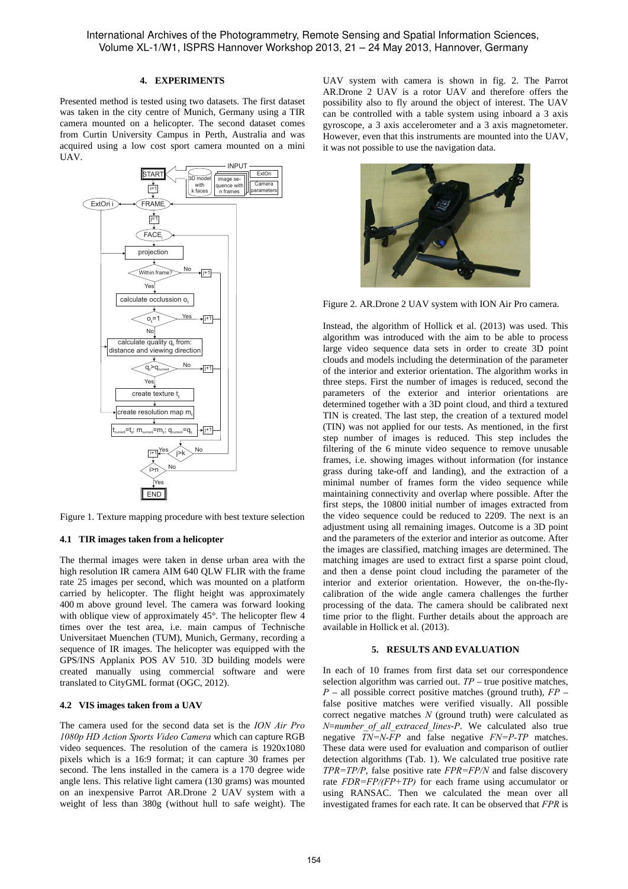## 4. EXPERIMENTS

Presented method is tested using two datasets. The first dataset was taken in the city centre of Munich, Germany using a TIR camera mounted on a helicopter. The second dataset comes from Curtin University Campus in Perth, Australia and was acquired using a low cost sport camera mounted on a mini UAV.

Figure 1. Texture mapping procedure with best texture selection

### 4.1 TIR images taken from a helicopter

The thermal images were taken in dense urban area with the high resolution IR camera AIM 640 QLW FLIR with the frame rate 25 images per second, which was mounted on a platform carried by helicopter. The flight height was approximately 400 m above ground level. The camera was forward looking with oblique view of approximately 45°. The helicopter flew 4 times over the test area, i.e. main campus of Technische Universitaet Muenchen (TUM), Munich, Germany, recording a sequence of IR images. The helicopter was equipped with the GPS/INS Applanix POS AV 510. 3D building models were created manually using commercial software and were translated to CityGML format (OGC, 2012).

### 4.2 VIS images taken from a UAV

The camera used for the second data set is the *ION Air Pro 1080p HD Action Sports Video Camera* which can capture RGB video sequences. The resolution of the camera is 1920x1080 pixels which is a 16:9 format; it can capture 30 frames per second. The lens installed in the camera is a 170 degree wide angle lens. This relative light camera (130 grams) was mounted on an inexpensive Parrot AR.Drone 2 UAV system with a weight of less than 380g (without hull to safe weight). The UAV system with camera is shown in fig. 2. The Parrot AR.Drone 2 UAV is a rotor UAV and therefore offers the possibility also to fly around the object of interest. The UAV can be controlled with a table system using inboard a 3 axis gyroscope, a 3 axis accelerometer and a 3 axis magnetometer. However, even that this instruments are mounted into the UAV, it was not possible to use the navigation data.

Figure 2. AR.Drone 2 UAV system with ION Air Pro camera.

Instead, the algorithm of Hollick et al. (2013) was used. This algorithm was introduced with the aim to be able to process large video sequence data sets in order to create 3D point clouds and models including the determination of the parameter of the interior and exterior orientation. The algorithm works in three steps. First the number of images is reduced, second the parameters of the exterior and interior orientations are determined together with a 3D point cloud, and third a textured TIN is created. The last step, the creation of a textured model (TIN) was not applied for our tests. As mentioned, in the first step number of images is reduced. This step includes the filtering of the 6 minute video sequence to remove unusable frames, i.e. showing images without information (for instance grass during take-off and landing), and the extraction of a minimal number of frames form the video sequence while maintaining connectivity and overlap where possible. After the first steps, the 10800 initial number of images extracted from the video sequence could be reduced to 2209. The next is an adjustment using all remaining images. Outcome is a 3D point and the parameters of the exterior and interior as outcome. After the images are classified, matching images are determined. The matching images are used to extract first a sparse point cloud, and then a dense point cloud including the parameter of the interior and exterior orientation. However, the on-the-fly-calibration of the wide angle camera challenges the further processing of the data. The camera should be calibrated next time prior to the flight. Further details about the approach are available in Hollick et al. (2013).

## 5. RESULTS AND EVALUATION

In each of 10 frames from first data set our correspondence selection algorithm was carried out. *TP* – true positive matches, *P* – all possible correct positive matches (ground truth), *FP* – false positive matches were verified visually. All possible correct negative matches *N* (ground truth) were calculated as *N=number_of_all_extraced_lines-P*. We calculated also true negative *TN=N-FP* and false negative *FN=P-TP* matches. These data were used for evaluation and comparison of outlier detection algorithms (Tab. 1). We calculated true positive rate *TPR=TP/P*, false positive rate *FPR=FP/N* and false discovery rate *FDR=FP/(FP+TP)* for each frame using accumulator or using RANSAC. Then we calculated the mean over all investigated frames for each rate. It can be observed that *FPR* is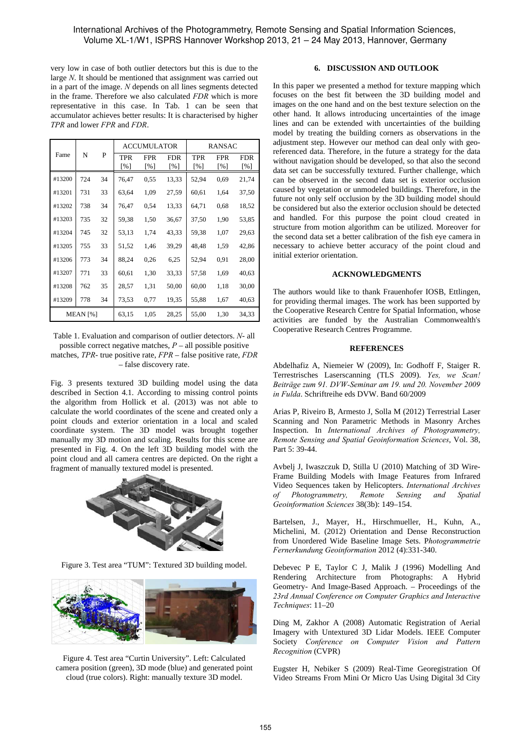very low in case of both outlier detectors but this is due to the large *N*. It should be mentioned that assignment was carried out in a part of the image. *N* depends on all lines segments detected in the frame. Therefore we also calculated *FDR* which is more representative in this case. In Tab. 1 can be seen that accumulator achieves better results: It is characterised by higher *TPR* and lower *FPR* and *FDR*.

| Fame | N | P | ACCUMULATOR | | | RANSAC | | |
|---|---|---|---|---|---|---|---|---|
| | | | TPR [%] | FPR [%] | FDR [%] | TPR [%] | FPR [%] | FDR [%] |
| #13200 | 724 | 34 | 76,47 | 0,55 | 13,33 | 52,94 | 0,69 | 21,74 |
| #13201 | 731 | 33 | 63,64 | 1,09 | 27,59 | 60,61 | 1,64 | 37,50 |
| #13202 | 738 | 34 | 76,47 | 0,54 | 13,33 | 64,71 | 0,68 | 18,52 |
| #13203 | 735 | 32 | 59,38 | 1,50 | 36,67 | 37,50 | 1,90 | 53,85 |
| #13204 | 745 | 32 | 53,13 | 1,74 | 43,33 | 59,38 | 1,07 | 29,63 |
| #13205 | 755 | 33 | 51,52 | 1,46 | 39,29 | 48,48 | 1,59 | 42,86 |
| #13206 | 773 | 34 | 88,24 | 0,26 | 6,25 | 52,94 | 0,91 | 28,00 |
| #13207 | 771 | 33 | 60,61 | 1,30 | 33,33 | 57,58 | 1,69 | 40,63 |
| #13208 | 762 | 35 | 28,57 | 1,31 | 50,00 | 60,00 | 1,18 | 30,00 |
| #13209 | 778 | 34 | 73,53 | 0,77 | 19,35 | 55,88 | 1,67 | 40,63 |
| MEAN [%] | | | 63,15 | 1,05 | 28,25 | 55,00 | 1,30 | 34,33 |

Table 1. Evaluation and comparison of outlier detectors. *N*- all possible correct negative matches, *P* – all possible positive matches, *TPR*- true positive rate, *FPR* – false positive rate, *FDR* – false discovery rate.

Fig. 3 presents textured 3D building model using the data described in Section 4.1. According to missing control points the algorithm from Hollick et al. (2013) was not able to calculate the world coordinates of the scene and created only a point clouds and exterior orientation in a local and scaled coordinate system. The 3D model was brought together manually my 3D motion and scaling. Results for this scene are presented in Fig. 4. On the left 3D building model with the point cloud and all camera centres are depicted. On the right a fragment of manually textured model is presented.

Figure 3. Test area "TUM": Textured 3D building model.

Figure 4. Test area "Curtin University". Left: Calculated camera position (green), 3D mode (blue) and generated point cloud (true colors). Right: manually texture 3D model.

## 6. DISCUSSION AND OUTLOOK

In this paper we presented a method for texture mapping which focuses on the best fit between the 3D building model and images on the one hand and on the best texture selection on the other hand. It allows introducing uncertainties of the image lines and can be extended with uncertainties of the building model by treating the building corners as observations in the adjustment step. However our method can deal only with geo-referenced data. Therefore, in the future a strategy for the data without navigation should be developed, so that also the second data set can be successfully textured. Further challenge, which can be observed in the second data set is exterior occlusion caused by vegetation or unmodeled buildings. Therefore, in the future not only self occlusion by the 3D building model should be considered but also the exterior occlusion should be detected and handled. For this purpose the point cloud created in structure from motion algorithm can be utilized. Moreover for the second data set a better calibration of the fish eye camera in necessary to achieve better accuracy of the point cloud and initial exterior orientation.

## ACKNOWLEDGMENTS

The authors would like to thank Frauenhofer IOSB, Ettlingen, for providing thermal images. The work has been supported by the Cooperative Research Centre for Spatial Information, whose activities are funded by the Australian Commonwealth's Cooperative Research Centres Programme.

## REFERENCES

Abdelhafiz A, Niemeier W (2009), In: Godhoff F, Staiger R. Terrestrisches Laserscanning (TLS 2009). *Yes, we Scan! Beiträge zum 91. DVW-Seminar am 19. und 20. November 2009 in Fulda*. Schriftreihe eds DVW. Band 60/2009

Arias P, Riveiro B, Armesto J, Solla M (2012) Terrestrial Laser Scanning and Non Parametric Methods in Masonry Arches Inspection. In *International Archives of Photogrammetry, Remote Sensing and Spatial Geoinformation Sciences*, Vol. 38, Part 5: 39-44.

Avbelj J, Iwaszczuk D, Stilla U (2010) Matching of 3D Wire-Frame Building Models with Image Features from Infrared Video Sequences taken by Helicopters. *International Archives of Photogrammetry, Remote Sensing and Spatial Geoinformation Sciences* 38(3b): 149–154.

Bartelsen, J., Mayer, H., Hirschmueller, H., Kuhn, A., Michelini, M. (2012) Orientation and Dense Reconstruction from Unordered Wide Baseline Image Sets. P*hotogrammetrie Fernerkundung Geoinformation* 2012 (4):331-340.

Debevec P E, Taylor C J, Malik J (1996) Modelling And Rendering Architecture from Photographs: A Hybrid Geometry- And Image-Based Approach. – Proceedings of the *23rd Annual Conference on Computer Graphics and Interactive Techniques*: 11–20

Ding M, Zakhor A (2008) Automatic Registration of Aerial Imagery with Untextured 3D Lidar Models. IEEE Computer Society *Conference on Computer Vision and Pattern Recognition* (CVPR)

Eugster H, Nebiker S (2009) Real-Time Georegistration Of Video Streams From Mini Or Micro Uas Using Digital 3d City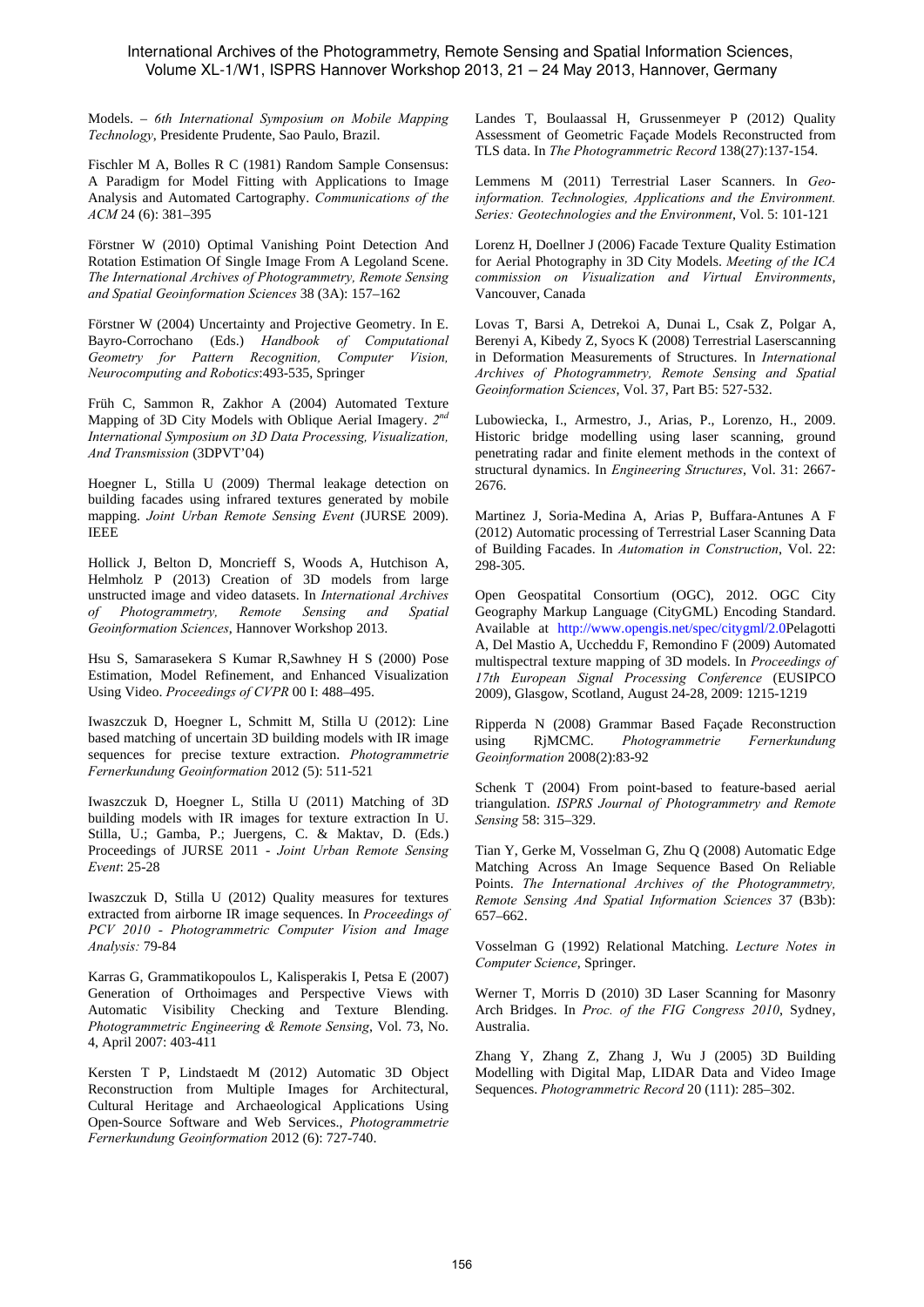Models. – *6th International Symposium on Mobile Mapping Technology*, Presidente Prudente, Sao Paulo, Brazil.

Fischler M A, Bolles R C (1981) Random Sample Consensus: A Paradigm for Model Fitting with Applications to Image Analysis and Automated Cartography. *Communications of the ACM* 24 (6): 381–395

Förstner W (2010) Optimal Vanishing Point Detection And Rotation Estimation Of Single Image From A Legoland Scene. *The International Archives of Photogrammetry, Remote Sensing and Spatial Geoinformation Sciences* 38 (3A): 157–162

Förstner W (2004) Uncertainty and Projective Geometry. In E. Bayro-Corrochano (Eds.) *Handbook of Computational Geometry for Pattern Recognition, Computer Vision, Neurocomputing and Robotics*:493-535, Springer

Früh C, Sammon R, Zakhor A (2004) Automated Texture Mapping of 3D City Models with Oblique Aerial Imagery. *2nd International Symposium on 3D Data Processing, Visualization, And Transmission* (3DPVT'04)

Hoegner L, Stilla U (2009) Thermal leakage detection on building facades using infrared textures generated by mobile mapping. *Joint Urban Remote Sensing Event* (JURSE 2009). IEEE

Hollick J, Belton D, Moncrieff S, Woods A, Hutchison A, Helmholz P (2013) Creation of 3D models from large unstructured image and video datasets. In *International Archives of Photogrammetry, Remote Sensing and Spatial Geoinformation Sciences*, Hannover Workshop 2013.

Hsu S, Samarasekera S Kumar R,Sawhney H S (2000) Pose Estimation, Model Refinement, and Enhanced Visualization Using Video. *Proceedings of CVPR* 00 I: 488–495.

Iwaszczuk D, Hoegner L, Schmitt M, Stilla U (2012): Line based matching of uncertain 3D building models with IR image sequences for precise texture extraction. *Photogrammetrie Fernerkundung Geoinformation* 2012 (5): 511-521

Iwaszczuk D, Hoegner L, Stilla U (2011) Matching of 3D building models with IR images for texture extraction In U. Stilla, U.; Gamba, P.; Juergens, C. & Maktav, D. (Eds.) Proceedings of JURSE 2011 - *Joint Urban Remote Sensing Event*: 25-28

Iwaszczuk D, Stilla U (2012) Quality measures for textures extracted from airborne IR image sequences. In *Proceedings of PCV 2010 - Photogrammetric Computer Vision and Image Analysis:* 79-84

Karras G, Grammatikopoulos L, Kalisperakis I, Petsa E (2007) Generation of Orthoimages and Perspective Views with Automatic Visibility Checking and Texture Blending. *Photogrammetric Engineering & Remote Sensing*, Vol. 73, No. 4, April 2007: 403-411

Kersten T P, Lindstaedt M (2012) Automatic 3D Object Reconstruction from Multiple Images for Architectural, Cultural Heritage and Archaeological Applications Using Open-Source Software and Web Services., *Photogrammetrie Fernerkundung Geoinformation* 2012 (6): 727-740.

Landes T, Boulaassal H, Grussenmeyer P (2012) Quality Assessment of Geometric Façade Models Reconstructed from TLS data. In *The Photogrammetric Record* 138(27):137-154.

Lemmens M (2011) Terrestrial Laser Scanners. In *Geo-information. Technologies, Applications and the Environment. Series: Geotechnologies and the Environment*, Vol. 5: 101-121

Lorenz H, Doellner J (2006) Facade Texture Quality Estimation for Aerial Photography in 3D City Models. *Meeting of the ICA commission on Visualization and Virtual Environments*, Vancouver, Canada

Lovas T, Barsi A, Detrekoi A, Dunai L, Csak Z, Polgar A, Berenyi A, Kibedy Z, Syocs K (2008) Terrestrial Laserscanning in Deformation Measurements of Structures. In *International Archives of Photogrammetry, Remote Sensing and Spatial Geoinformation Sciences*, Vol. 37, Part B5: 527-532.

Lubowiecka, I., Armestro, J., Arias, P., Lorenzo, H., 2009. Historic bridge modelling using laser scanning, ground penetrating radar and finite element methods in the context of structural dynamics. In *Engineering Structures*, Vol. 31: 2667-2676.

Martinez J, Soria-Medina A, Arias P, Buffara-Antunes A F (2012) Automatic processing of Terrestrial Laser Scanning Data of Building Facades. In *Automation in Construction*, Vol. 22: 298-305.

Open Geospatial Consortium (OGC), 2012. OGC City Geography Markup Language (CityGML) Encoding Standard. Available at http://www.opengis.net/spec/citygml/2.0Pelagotti A, Del Mastio A, Uccheddu F, Remondino F (2009) Automated multispectral texture mapping of 3D models. In *Proceedings of 17th European Signal Processing Conference* (EUSIPCO 2009), Glasgow, Scotland, August 24-28, 2009: 1215-1219

Ripperda N (2008) Grammar Based Façade Reconstruction using RjMCMC. *Photogrammetrie Fernerkundung Geoinformation* 2008(2):83-92

Schenk T (2004) From point-based to feature-based aerial triangulation. *ISPRS Journal of Photogrammetry and Remote Sensing* 58: 315–329.

Tian Y, Gerke M, Vosselman G, Zhu Q (2008) Automatic Edge Matching Across An Image Sequence Based On Reliable Points. *The International Archives of the Photogrammetry, Remote Sensing And Spatial Information Sciences* 37 (B3b): 657–662.

Vosselman G (1992) Relational Matching. *Lecture Notes in Computer Science*, Springer.

Werner T, Morris D (2010) 3D Laser Scanning for Masonry Arch Bridges. In *Proc. of the FIG Congress 2010*, Sydney, Australia.

Zhang Y, Zhang Z, Zhang J, Wu J (2005) 3D Building Modelling with Digital Map, LIDAR Data and Video Image Sequences. *Photogrammetric Record* 20 (111): 285–302.